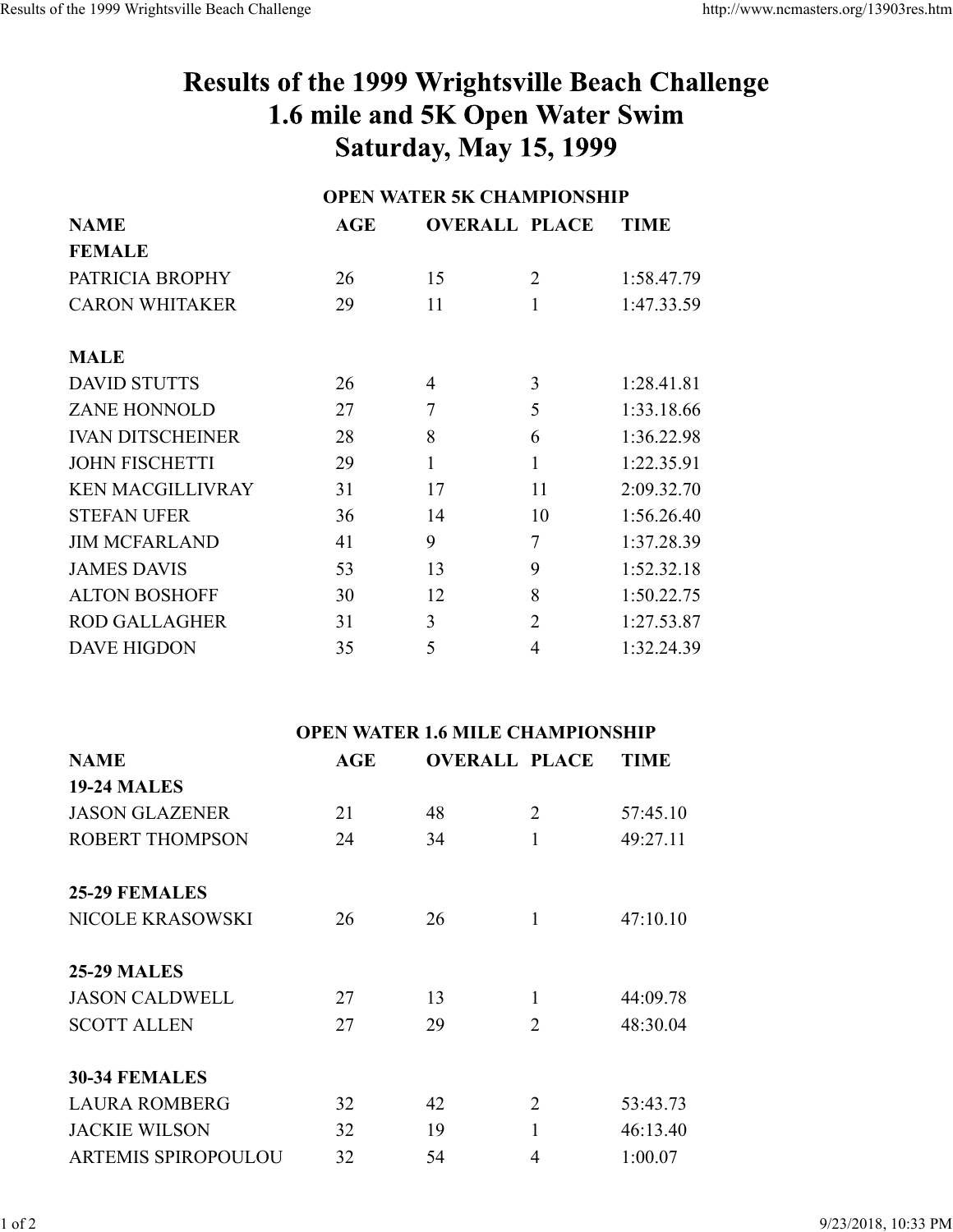# Results of the 1999 Wrightsville Beach Challenge
# 1.6 mile and 5K Open Water Swim
# Saturday, May 15, 1999

## OPEN WATER 5K CHAMPIONSHIP

| NAME | AGE | OVERALL | PLACE | TIME |
|---|---|---|---|---|
| **FEMALE** | | | | |
| PATRICIA BROPHY | 26 | 15 | 2 | 1:58.47.79 |
| CARON WHITAKER | 29 | 11 | 1 | 1:47.33.59 |
| | | | | |
| **MALE** | | | | |
| DAVID STUTTS | 26 | 4 | 3 | 1:28.41.81 |
| ZANE HONNOLD | 27 | 7 | 5 | 1:33.18.66 |
| IVAN DITSCHEINER | 28 | 8 | 6 | 1:36.22.98 |
| JOHN FISCHETTI | 29 | 1 | 1 | 1:22.35.91 |
| KEN MACGILLIVRAY | 31 | 17 | 11 | 2:09.32.70 |
| STEFAN UFER | 36 | 14 | 10 | 1:56.26.40 |
| JIM MCFARLAND | 41 | 9 | 7 | 1:37.28.39 |
| JAMES DAVIS | 53 | 13 | 9 | 1:52.32.18 |
| ALTON BOSHOFF | 30 | 12 | 8 | 1:50.22.75 |
| ROD GALLAGHER | 31 | 3 | 2 | 1:27.53.87 |
| DAVE HIGDON | 35 | 5 | 4 | 1:32.24.39 |

## OPEN WATER 1.6 MILE CHAMPIONSHIP

| NAME | AGE | OVERALL | PLACE | TIME |
|---|---|---|---|---|
| **19-24 MALES** | | | | |
| JASON GLAZENER | 21 | 48 | 2 | 57:45.10 |
| ROBERT THOMPSON | 24 | 34 | 1 | 49:27.11 |
| | | | | |
| **25-29 FEMALES** | | | | |
| NICOLE KRASOWSKI | 26 | 26 | 1 | 47:10.10 |
| | | | | |
| **25-29 MALES** | | | | |
| JASON CALDWELL | 27 | 13 | 1 | 44:09.78 |
| SCOTT ALLEN | 27 | 29 | 2 | 48:30.04 |
| | | | | |
| **30-34 FEMALES** | | | | |
| LAURA ROMBERG | 32 | 42 | 2 | 53:43.73 |
| JACKIE WILSON | 32 | 19 | 1 | 46:13.40 |
| ARTEMIS SPIROPOULOU | 32 | 54 | 4 | 1:00.07 |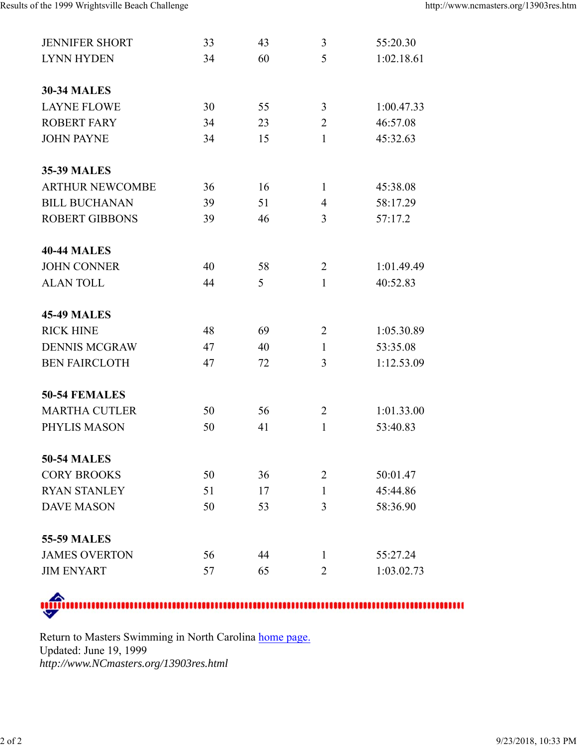| | | | | |
|---|---|---|---|---|
| JENNIFER SHORT | 33 | 43 | 3 | 55:20.30 |
| LYNN HYDEN | 34 | 60 | 5 | 1:02.18.61 |
| **30-34 MALES** | | | | |
| LAYNE FLOWE | 30 | 55 | 3 | 1:00.47.33 |
| ROBERT FARY | 34 | 23 | 2 | 46:57.08 |
| JOHN PAYNE | 34 | 15 | 1 | 45:32.63 |
| **35-39 MALES** | | | | |
| ARTHUR NEWCOMBE | 36 | 16 | 1 | 45:38.08 |
| BILL BUCHANAN | 39 | 51 | 4 | 58:17.29 |
| ROBERT GIBBONS | 39 | 46 | 3 | 57:17.2 |
| **40-44 MALES** | | | | |
| JOHN CONNER | 40 | 58 | 2 | 1:01.49.49 |
| ALAN TOLL | 44 | 5 | 1 | 40:52.83 |
| **45-49 MALES** | | | | |
| RICK HINE | 48 | 69 | 2 | 1:05.30.89 |
| DENNIS MCGRAW | 47 | 40 | 1 | 53:35.08 |
| BEN FAIRCLOTH | 47 | 72 | 3 | 1:12.53.09 |
| **50-54 FEMALES** | | | | |
| MARTHA CUTLER | 50 | 56 | 2 | 1:01.33.00 |
| PHYLIS MASON | 50 | 41 | 1 | 53:40.83 |
| **50-54 MALES** | | | | |
| CORY BROOKS | 50 | 36 | 2 | 50:01.47 |
| RYAN STANLEY | 51 | 17 | 1 | 45:44.86 |
| DAVE MASON | 50 | 53 | 3 | 58:36.90 |
| **55-59 MALES** | | | | |
| JAMES OVERTON | 56 | 44 | 1 | 55:27.24 |
| JIM ENYART | 57 | 65 | 2 | 1:03.02.73 |

Return to Masters Swimming in North Carolina [home page.](http://www.NCmasters.org)
Updated: June 19, 1999
*http://www.NCmasters.org/13903res.html*